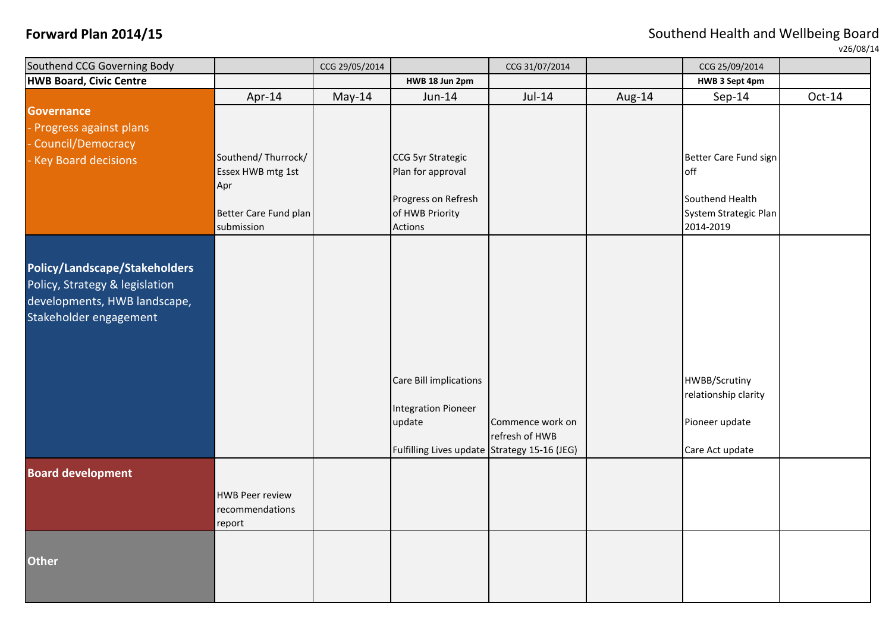**Forward Plan 2014/15**

Southend Health and Wellbeing Board

v26/08/14

| Southend CCG Governing Body | | CCG 29/05/2014 | | CCG 31/07/2014 | | CCG 25/09/2014 | |
|---|---|---|---|---|---|---|---|
| **HWB Board, Civic Centre** | | | **HWB 18 Jun 2pm** | | | **HWB 3 Sept 4pm** | |
| | Apr-14 | May-14 | Jun-14 | Jul-14 | Aug-14 | Sep-14 | Oct-14 |
| **Governance**<br>- Progress against plans<br>- Council/Democracy<br>- Key Board decisions | Southend/ Thurrock/ Essex HWB mtg 1st Apr<br><br>Better Care Fund plan submission | | CCG 5yr Strategic Plan for approval<br><br>Progress on Refresh of HWB Priority Actions | | | Better Care Fund sign off<br><br>Southend Health System Strategic Plan 2014-2019 | |
| **Policy/Landscape/Stakeholders**<br>Policy, Strategy & legislation developments, HWB landscape, Stakeholder engagement | | | Care Bill implications<br><br>Integration Pioneer update<br><br>Fulfilling Lives update | Commence work on refresh of HWB Strategy 15-16 (JEG) | | HWBB/Scrutiny relationship clarity<br><br>Pioneer update<br><br>Care Act update | |
| **Board development** | HWB Peer review recommendations report | | | | | | |
| **Other** | | | | | | | |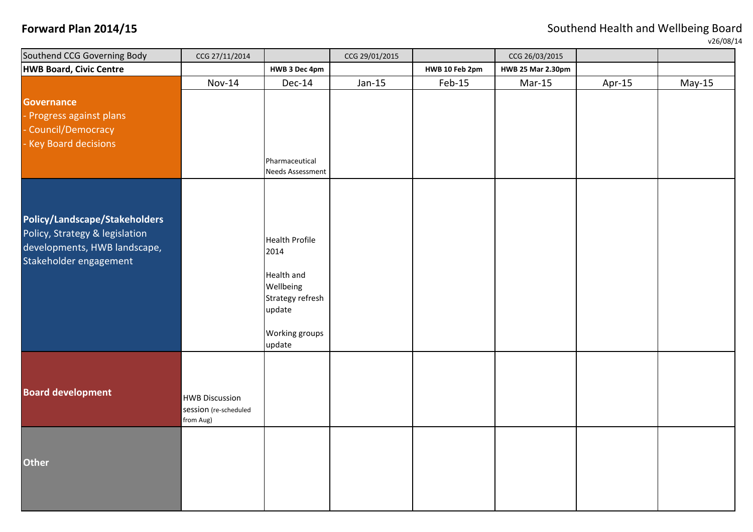**Forward Plan 2014/15**

Southend Health and Wellbeing Board

v26/08/14

| Southend CCG Governing Body | CCG 27/11/2014 | | CCG 29/01/2015 | | CCG 26/03/2015 | | |
|---|---|---|---|---|---|---|---|
| **HWB Board, Civic Centre** | | **HWB 3 Dec 4pm** | | **HWB 10 Feb 2pm** | **HWB 25 Mar 2.30pm** | | |
| | Nov-14 | Dec-14 | Jan-15 | Feb-15 | Mar-15 | Apr-15 | May-15 |
| **Governance**<br>- Progress against plans<br>- Council/Democracy<br>- Key Board decisions | | Pharmaceutical Needs Assessment | | | | | |
| **Policy/Landscape/Stakeholders**<br>Policy, Strategy & legislation developments, HWB landscape, Stakeholder engagement | | Health Profile 2014<br><br>Health and Wellbeing Strategy refresh update<br><br>Working groups update | | | | | |
| **Board development** | HWB Discussion session (re-scheduled from Aug) | | | | | | |
| **Other** | | | | | | | |